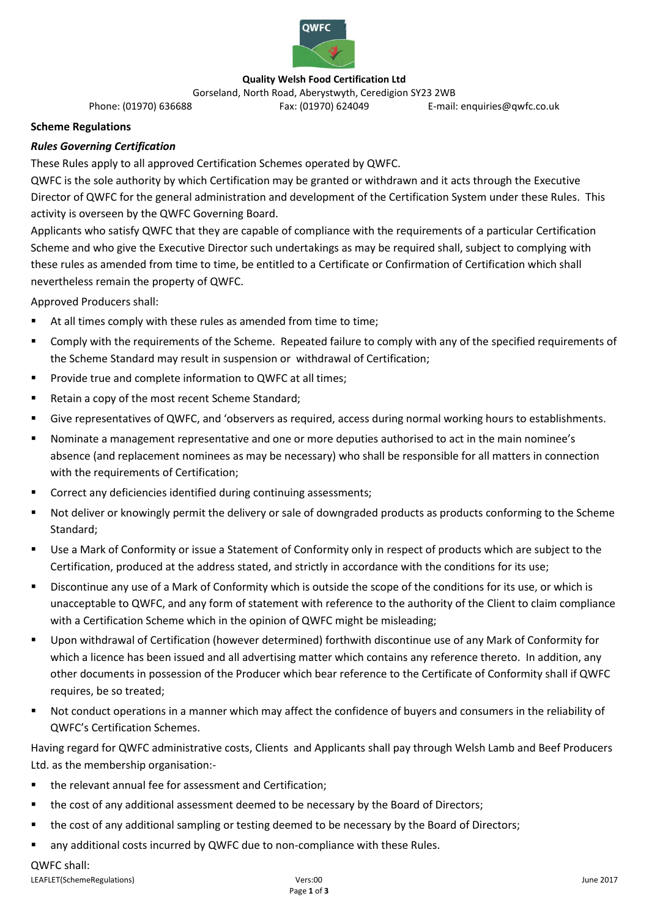**Quality Welsh Food Certification Ltd**

Gorseland, North Road, Aberystwyth, Ceredigion SY23 2WB

Phone: (01970) 636688 Fax: (01970) 624049 E-mail: enquiries@qwfc.co.uk

**Scheme Regulations**

***Rules Governing Certification***

These Rules apply to all approved Certification Schemes operated by QWFC.

QWFC is the sole authority by which Certification may be granted or withdrawn and it acts through the Executive Director of QWFC for the general administration and development of the Certification System under these Rules. This activity is overseen by the QWFC Governing Board.

Applicants who satisfy QWFC that they are capable of compliance with the requirements of a particular Certification Scheme and who give the Executive Director such undertakings as may be required shall, subject to complying with these rules as amended from time to time, be entitled to a Certificate or Confirmation of Certification which shall nevertheless remain the property of QWFC.

Approved Producers shall:

- At all times comply with these rules as amended from time to time;
- Comply with the requirements of the Scheme. Repeated failure to comply with any of the specified requirements of the Scheme Standard may result in suspension or withdrawal of Certification;
- Provide true and complete information to QWFC at all times;
- Retain a copy of the most recent Scheme Standard;
- Give representatives of QWFC, and 'observers as required, access during normal working hours to establishments.
- Nominate a management representative and one or more deputies authorised to act in the main nominee's absence (and replacement nominees as may be necessary) who shall be responsible for all matters in connection with the requirements of Certification;
- Correct any deficiencies identified during continuing assessments;
- Not deliver or knowingly permit the delivery or sale of downgraded products as products conforming to the Scheme Standard;
- Use a Mark of Conformity or issue a Statement of Conformity only in respect of products which are subject to the Certification, produced at the address stated, and strictly in accordance with the conditions for its use;
- Discontinue any use of a Mark of Conformity which is outside the scope of the conditions for its use, or which is unacceptable to QWFC, and any form of statement with reference to the authority of the Client to claim compliance with a Certification Scheme which in the opinion of QWFC might be misleading;
- Upon withdrawal of Certification (however determined) forthwith discontinue use of any Mark of Conformity for which a licence has been issued and all advertising matter which contains any reference thereto. In addition, any other documents in possession of the Producer which bear reference to the Certificate of Conformity shall if QWFC requires, be so treated;
- Not conduct operations in a manner which may affect the confidence of buyers and consumers in the reliability of QWFC's Certification Schemes.

Having regard for QWFC administrative costs, Clients and Applicants shall pay through Welsh Lamb and Beef Producers Ltd. as the membership organisation:-

- the relevant annual fee for assessment and Certification;
- the cost of any additional assessment deemed to be necessary by the Board of Directors;
- the cost of any additional sampling or testing deemed to be necessary by the Board of Directors;
- any additional costs incurred by QWFC due to non-compliance with these Rules.

QWFC shall: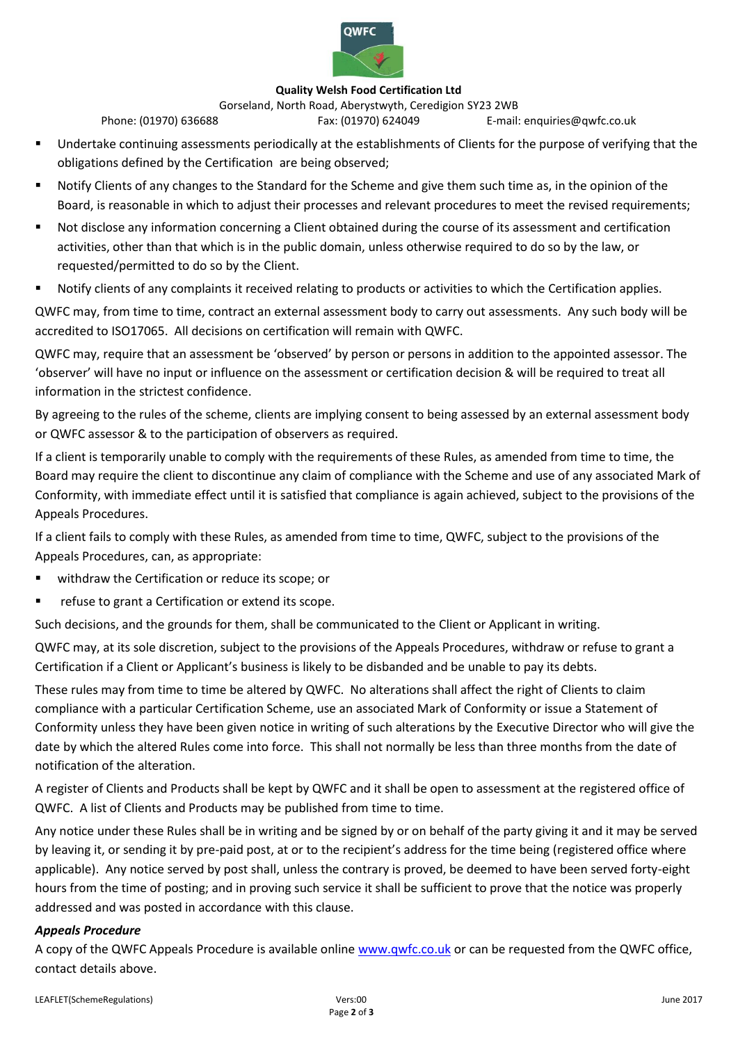- Undertake continuing assessments periodically at the establishments of Clients for the purpose of verifying that the obligations defined by the Certification are being observed;
- Notify Clients of any changes to the Standard for the Scheme and give them such time as, in the opinion of the Board, is reasonable in which to adjust their processes and relevant procedures to meet the revised requirements;
- Not disclose any information concerning a Client obtained during the course of its assessment and certification activities, other than that which is in the public domain, unless otherwise required to do so by the law, or requested/permitted to do so by the Client.
- Notify clients of any complaints it received relating to products or activities to which the Certification applies.

QWFC may, from time to time, contract an external assessment body to carry out assessments. Any such body will be accredited to ISO17065. All decisions on certification will remain with QWFC.

QWFC may, require that an assessment be 'observed' by person or persons in addition to the appointed assessor. The 'observer' will have no input or influence on the assessment or certification decision & will be required to treat all information in the strictest confidence.

By agreeing to the rules of the scheme, clients are implying consent to being assessed by an external assessment body or QWFC assessor & to the participation of observers as required.

If a client is temporarily unable to comply with the requirements of these Rules, as amended from time to time, the Board may require the client to discontinue any claim of compliance with the Scheme and use of any associated Mark of Conformity, with immediate effect until it is satisfied that compliance is again achieved, subject to the provisions of the Appeals Procedures.

If a client fails to comply with these Rules, as amended from time to time, QWFC, subject to the provisions of the Appeals Procedures, can, as appropriate:

- withdraw the Certification or reduce its scope; or
- refuse to grant a Certification or extend its scope.

Such decisions, and the grounds for them, shall be communicated to the Client or Applicant in writing.

QWFC may, at its sole discretion, subject to the provisions of the Appeals Procedures, withdraw or refuse to grant a Certification if a Client or Applicant's business is likely to be disbanded and be unable to pay its debts.

These rules may from time to time be altered by QWFC. No alterations shall affect the right of Clients to claim compliance with a particular Certification Scheme, use an associated Mark of Conformity or issue a Statement of Conformity unless they have been given notice in writing of such alterations by the Executive Director who will give the date by which the altered Rules come into force. This shall not normally be less than three months from the date of notification of the alteration.

A register of Clients and Products shall be kept by QWFC and it shall be open to assessment at the registered office of QWFC. A list of Clients and Products may be published from time to time.

Any notice under these Rules shall be in writing and be signed by or on behalf of the party giving it and it may be served by leaving it, or sending it by pre-paid post, at or to the recipient's address for the time being (registered office where applicable). Any notice served by post shall, unless the contrary is proved, be deemed to have been served forty-eight hours from the time of posting; and in proving such service it shall be sufficient to prove that the notice was properly addressed and was posted in accordance with this clause.

***Appeals Procedure***

A copy of the QWFC Appeals Procedure is available online [www.qwfc.co.uk](http://www.qwfc.co.uk) or can be requested from the QWFC office, contact details above.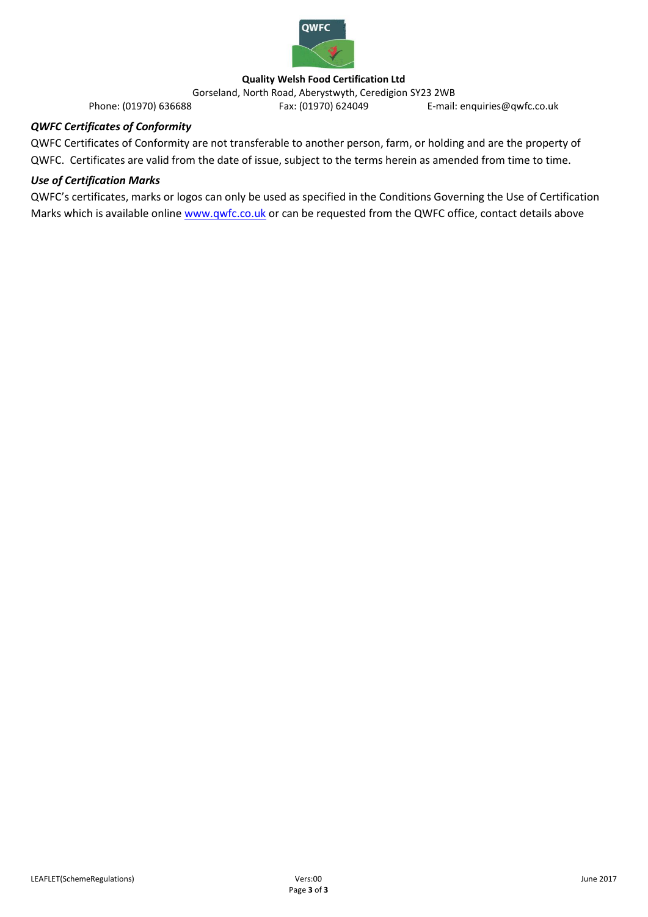**Quality Welsh Food Certification Ltd**

Gorseland, North Road, Aberystwyth, Ceredigion SY23 2WB

Phone: (01970) 636688 Fax: (01970) 624049 E-mail: enquiries@qwfc.co.uk

### *QWFC Certificates of Conformity*

QWFC Certificates of Conformity are not transferable to another person, farm, or holding and are the property of QWFC. Certificates are valid from the date of issue, subject to the terms herein as amended from time to time.

### *Use of Certification Marks*

QWFC's certificates, marks or logos can only be used as specified in the Conditions Governing the Use of Certification Marks which is available online [www.qwfc.co.uk](http://www.qwfc.co.uk) or can be requested from the QWFC office, contact details above